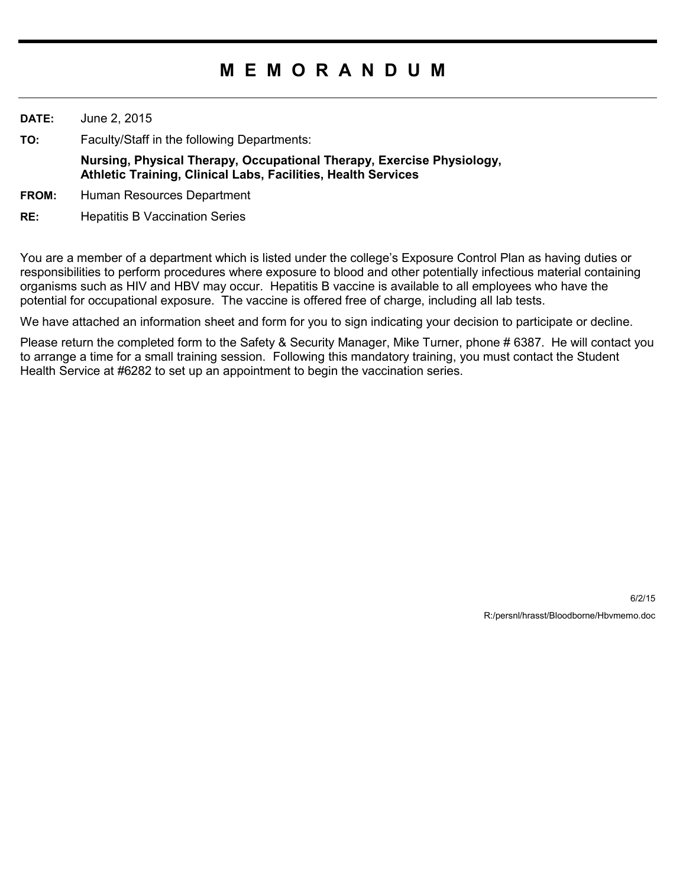# M E M O R A N D U M

**DATE:** June 2, 2015

**TO:** Faculty/Staff in the following Departments:

**Nursing, Physical Therapy, Occupational Therapy, Exercise Physiology, Athletic Training, Clinical Labs, Facilities, Health Services**

**FROM:** Human Resources Department

**RE:** Hepatitis B Vaccination Series

You are a member of a department which is listed under the college's Exposure Control Plan as having duties or responsibilities to perform procedures where exposure to blood and other potentially infectious material containing organisms such as HIV and HBV may occur. Hepatitis B vaccine is available to all employees who have the potential for occupational exposure. The vaccine is offered free of charge, including all lab tests.

We have attached an information sheet and form for you to sign indicating your decision to participate or decline.

Please return the completed form to the Safety & Security Manager, Mike Turner, phone # 6387. He will contact you to arrange a time for a small training session. Following this mandatory training, you must contact the Student Health Service at #6282 to set up an appointment to begin the vaccination series.

6/2/15

R:/persnl/hrasst/Bloodborne/Hbvmemo.doc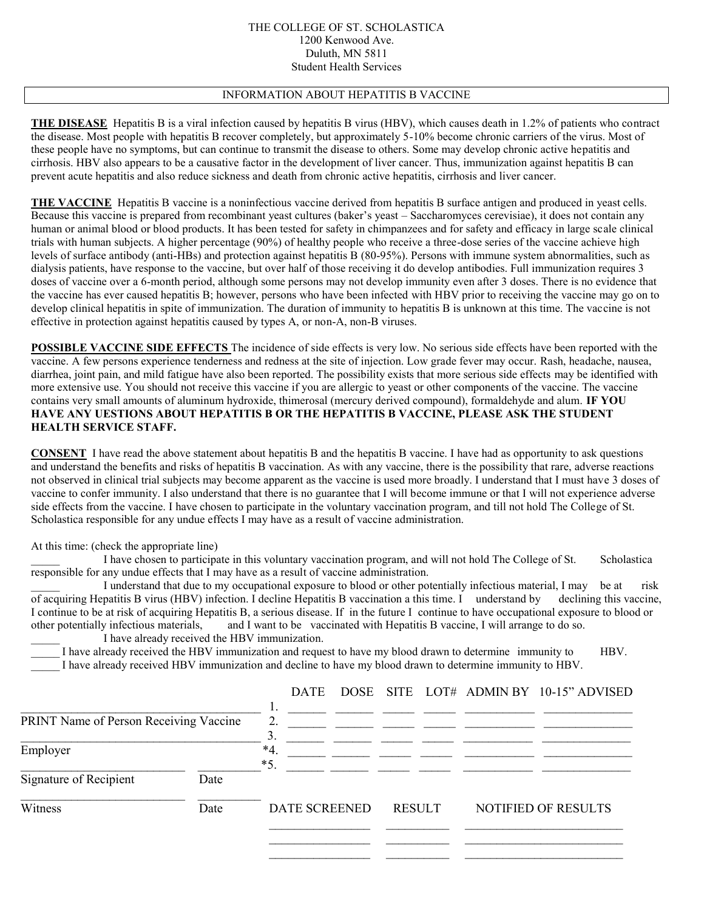THE COLLEGE OF ST. SCHOLASTICA
1200 Kenwood Ave.
Duluth, MN 5811
Student Health Services

## INFORMATION ABOUT HEPATITIS B VACCINE

**THE DISEASE** Hepatitis B is a viral infection caused by hepatitis B virus (HBV), which causes death in 1.2% of patients who contract the disease. Most people with hepatitis B recover completely, but approximately 5-10% become chronic carriers of the virus. Most of these people have no symptoms, but can continue to transmit the disease to others. Some may develop chronic active hepatitis and cirrhosis. HBV also appears to be a causative factor in the development of liver cancer. Thus, immunization against hepatitis B can prevent acute hepatitis and also reduce sickness and death from chronic active hepatitis, cirrhosis and liver cancer.

**THE VACCINE** Hepatitis B vaccine is a noninfectious vaccine derived from hepatitis B surface antigen and produced in yeast cells. Because this vaccine is prepared from recombinant yeast cultures (baker's yeast – Saccharomyces cerevisiae), it does not contain any human or animal blood or blood products. It has been tested for safety in chimpanzees and for safety and efficacy in large scale clinical trials with human subjects. A higher percentage (90%) of healthy people who receive a three-dose series of the vaccine achieve high levels of surface antibody (anti-HBs) and protection against hepatitis B (80-95%). Persons with immune system abnormalities, such as dialysis patients, have response to the vaccine, but over half of those receiving it do develop antibodies. Full immunization requires 3 doses of vaccine over a 6-month period, although some persons may not develop immunity even after 3 doses. There is no evidence that the vaccine has ever caused hepatitis B; however, persons who have been infected with HBV prior to receiving the vaccine may go on to develop clinical hepatitis in spite of immunization. The duration of immunity to hepatitis B is unknown at this time. The vaccine is not effective in protection against hepatitis caused by types A, or non-A, non-B viruses.

**POSSIBLE VACCINE SIDE EFFECTS** The incidence of side effects is very low. No serious side effects have been reported with the vaccine. A few persons experience tenderness and redness at the site of injection. Low grade fever may occur. Rash, headache, nausea, diarrhea, joint pain, and mild fatigue have also been reported. The possibility exists that more serious side effects may be identified with more extensive use. You should not receive this vaccine if you are allergic to yeast or other components of the vaccine. The vaccine contains very small amounts of aluminum hydroxide, thimerosal (mercury derived compound), formaldehyde and alum. **IF YOU HAVE ANY UESTIONS ABOUT HEPATITIS B OR THE HEPATITIS B VACCINE, PLEASE ASK THE STUDENT HEALTH SERVICE STAFF.**

**CONSENT** I have read the above statement about hepatitis B and the hepatitis B vaccine. I have had as opportunity to ask questions and understand the benefits and risks of hepatitis B vaccination. As with any vaccine, there is the possibility that rare, adverse reactions not observed in clinical trial subjects may become apparent as the vaccine is used more broadly. I understand that I must have 3 doses of vaccine to confer immunity. I also understand that there is no guarantee that I will become immune or that I will not experience adverse side effects from the vaccine. I have chosen to participate in the voluntary vaccination program, and till not hold The College of St. Scholastica responsible for any undue effects I may have as a result of vaccine administration.

At this time: (check the appropriate line)

_____ I have chosen to participate in this voluntary vaccination program, and will not hold The College of St. Scholastica responsible for any undue effects that I may have as a result of vaccine administration.

_____ I understand that due to my occupational exposure to blood or other potentially infectious material, I may be at risk of acquiring Hepatitis B virus (HBV) infection. I decline Hepatitis B vaccination a this time. I understand by declining this vaccine, I continue to be at risk of acquiring Hepatitis B, a serious disease. If in the future I continue to have occupational exposure to blood or other potentially infectious materials, and I want to be vaccinated with Hepatitis B vaccine, I will arrange to do so.

_____ I have already received the HBV immunization.

_____ I have already received the HBV immunization and request to have my blood drawn to determine immunity to HBV.

_____ I have already received HBV immunization and decline to have my blood drawn to determine immunity to HBV.

______________________________________
PRINT Name of Person Receiving Vaccine

______________________________________
Employer

___________________________ __________
Signature of Recipient Date

___________________________ __________
Witness Date

| | DATE | DOSE | SITE | LOT# | ADMIN BY | 10-15" ADVISED |
|---|---|---|---|---|---|---|
| 1. | | | | | | |
| 2. | | | | | | |
| 3. | | | | | | |
| *4. | | | | | | |
| *5. | | | | | | |

| DATE SCREENED | RESULT | NOTIFIED OF RESULTS |
|---|---|---|
| | | |
| | | |
| | | |